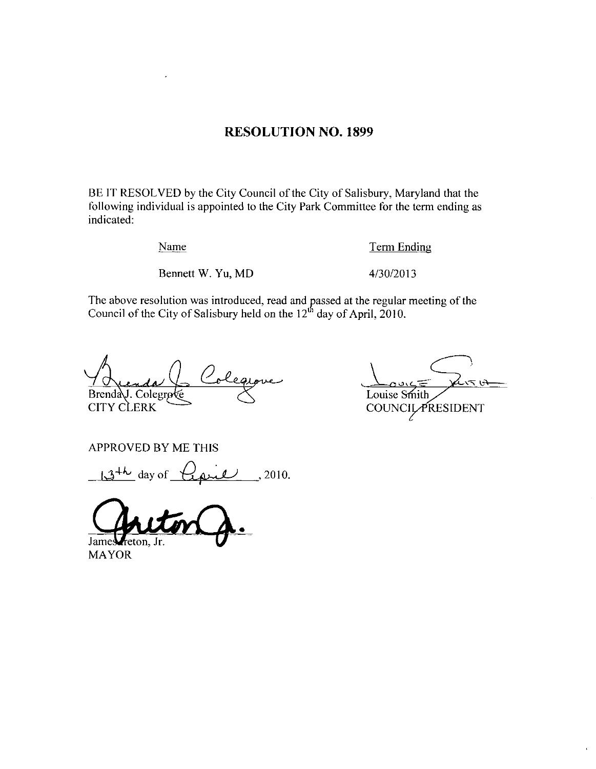# RESOLUTION NO. 1899

BE IT RESOLVED by the City Council of the City of Salisbury, Maryland that the following individual is appointed to the City Park Committee for the term ending as indicated:

| Name | Term Ending |
| --- | --- |
| Bennett W. Yu, MD | 4/30/2013 |

The above resolution was introduced, read and passed at the regular meeting of the Council of the City of Salisbury held on the 12th day of April, 2010.

Brenda J. Colegrove
CITY CLERK

Louise Smith
COUNCIL PRESIDENT

APPROVED BY ME THIS

13th day of April, 2010.

James Ireton, Jr.
MAYOR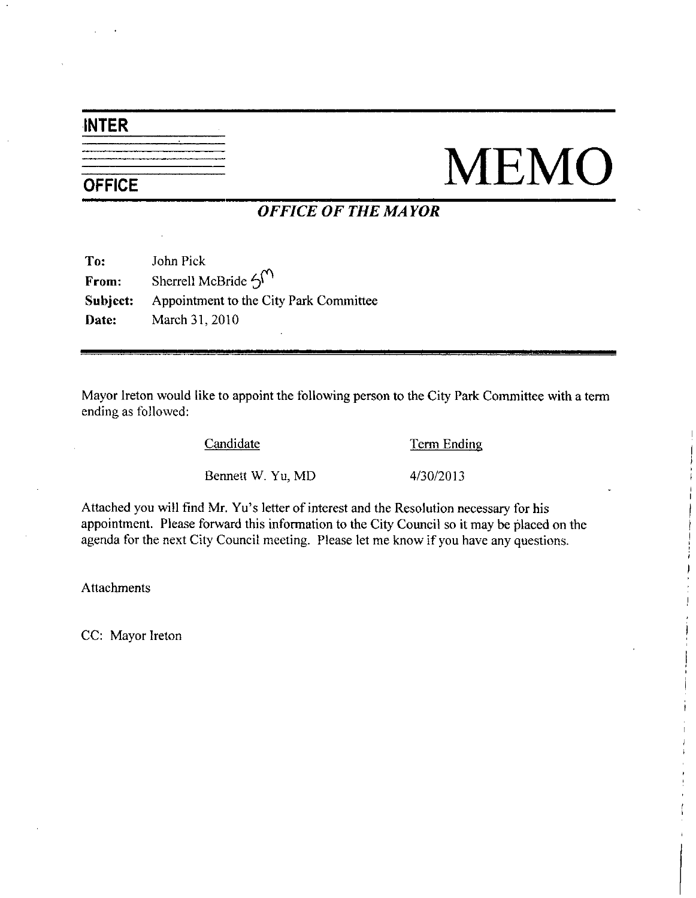**INTER**

**OFFICE**

# MEMO

***OFFICE OF THE MAYOR***

**To:** John Pick
**From:** Sherrell McBride SM
**Subject:** Appointment to the City Park Committee
**Date:** March 31, 2010

---

Mayor Ireton would like to appoint the following person to the City Park Committee with a term ending as followed:

| Candidate | Term Ending |
|---|---|
| Bennett W. Yu, MD | 4/30/2013 |

Attached you will find Mr. Yu's letter of interest and the Resolution necessary for his appointment. Please forward this information to the City Council so it may be placed on the agenda for the next City Council meeting. Please let me know if you have any questions.

Attachments

CC: Mayor Ireton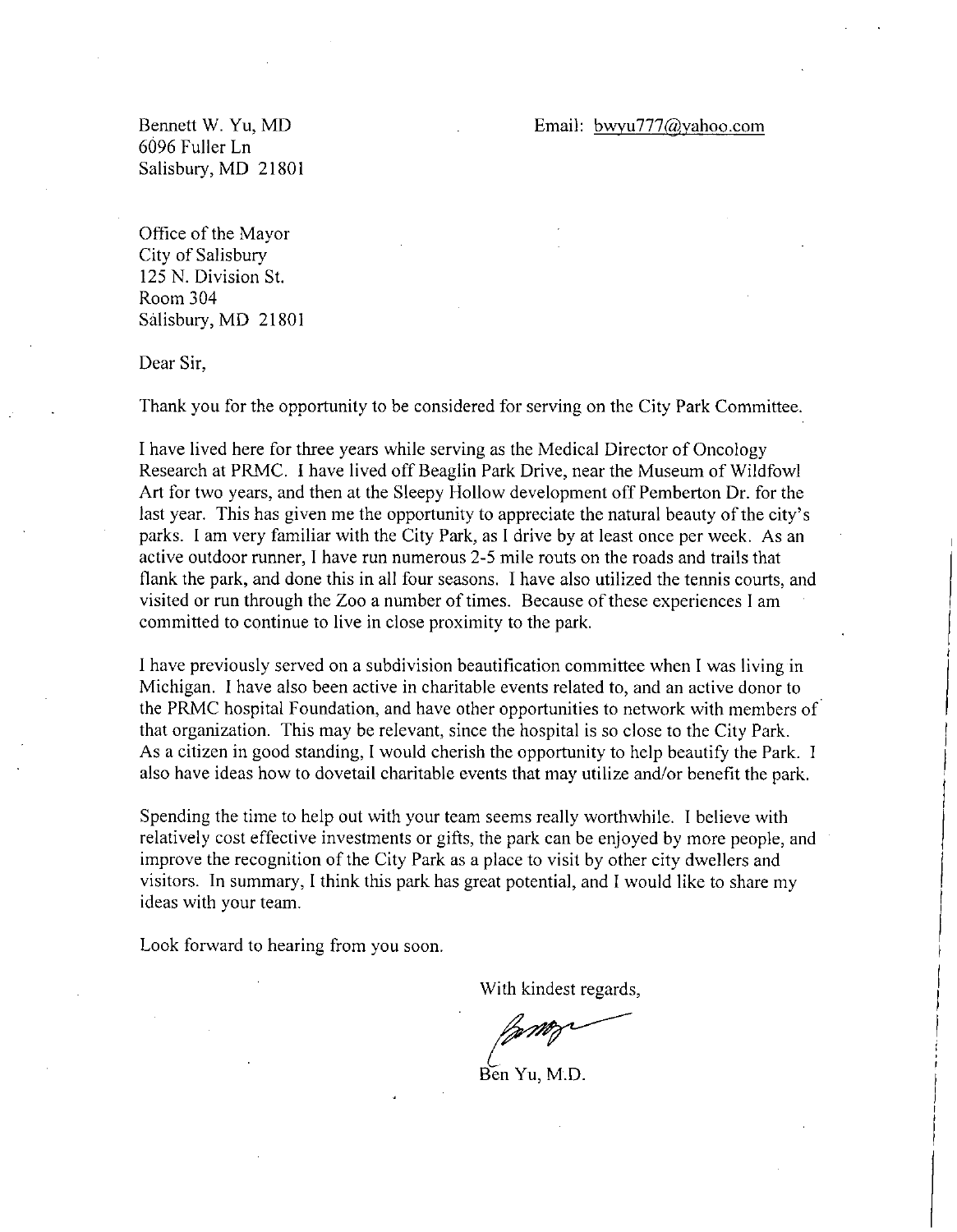Bennett W. Yu, MD
6096 Fuller Ln
Salisbury, MD 21801

Email: bwyu777@yahoo.com

Office of the Mayor
City of Salisbury
125 N. Division St.
Room 304
Salisbury, MD 21801

Dear Sir,

Thank you for the opportunity to be considered for serving on the City Park Committee.

I have lived here for three years while serving as the Medical Director of Oncology Research at PRMC. I have lived off Beaglin Park Drive, near the Museum of Wildfowl Art for two years, and then at the Sleepy Hollow development off Pemberton Dr. for the last year. This has given me the opportunity to appreciate the natural beauty of the city's parks. I am very familiar with the City Park, as I drive by at least once per week. As an active outdoor runner, I have run numerous 2-5 mile routs on the roads and trails that flank the park, and done this in all four seasons. I have also utilized the tennis courts, and visited or run through the Zoo a number of times. Because of these experiences I am committed to continue to live in close proximity to the park.

I have previously served on a subdivision beautification committee when I was living in Michigan. I have also been active in charitable events related to, and an active donor to the PRMC hospital Foundation, and have other opportunities to network with members of that organization. This may be relevant, since the hospital is so close to the City Park. As a citizen in good standing, I would cherish the opportunity to help beautify the Park. I also have ideas how to dovetail charitable events that may utilize and/or benefit the park.

Spending the time to help out with your team seems really worthwhile. I believe with relatively cost effective investments or gifts, the park can be enjoyed by more people, and improve the recognition of the City Park as a place to visit by other city dwellers and visitors. In summary, I think this park has great potential, and I would like to share my ideas with your team.

Look forward to hearing from you soon.

With kindest regards,

Ben Yu, M.D.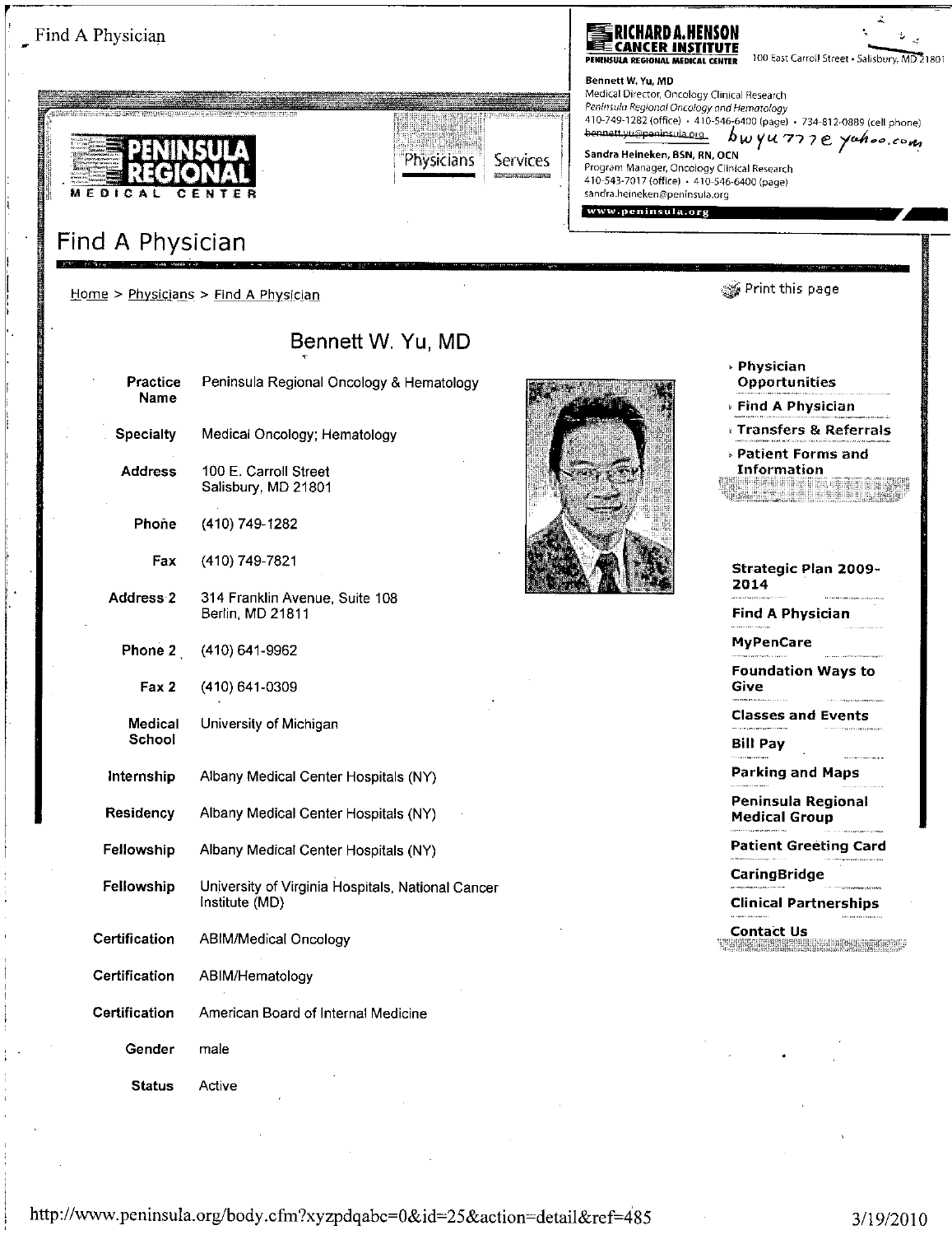Find A Physician

**RICHARD A. HENSON CANCER INSTITUTE**
PENINSULA REGIONAL MEDICAL CENTER
100 East Carroll Street • Salisbury, MD 21801

**Bennett W. Yu, MD**
Medical Director, Oncology Clinical Research
*Peninsula Regional Oncology and Hematology*
410-749-1282 (office) • 410-546-6400 (page) • 734-812-0889 (cell phone)
~~bennett.yu@peninsula.org~~ bwyu777@yahoo.com

**Sandra Heineken, BSN, RN, OCN**
Program Manager, Oncology Clinical Research
410-543-7017 (office) • 410-546-6400 (page)
sandra.heineken@peninsula.org

www.peninsula.org

PENINSULA REGIONAL MEDICAL CENTER

Physicians | Services

# Find A Physician

Home > Physicians > Find A Physician

Print this page

## Bennett W. Yu, MD

| | |
|---|---|
| **Practice Name** | Peninsula Regional Oncology & Hematology |
| **Specialty** | Medical Oncology; Hematology |
| **Address** | 100 E. Carroll Street<br>Salisbury, MD 21801 |
| **Phone** | (410) 749-1282 |
| **Fax** | (410) 749-7821 |
| **Address 2** | 314 Franklin Avenue, Suite 108<br>Berlin, MD 21811 |
| **Phone 2** | (410) 641-9962 |
| **Fax 2** | (410) 641-0309 |
| **Medical School** | University of Michigan |
| **Internship** | Albany Medical Center Hospitals (NY) |
| **Residency** | Albany Medical Center Hospitals (NY) |
| **Fellowship** | Albany Medical Center Hospitals (NY) |
| **Fellowship** | University of Virginia Hospitals, National Cancer Institute (MD) |
| **Certification** | ABIM/Medical Oncology |
| **Certification** | ABIM/Hematology |
| **Certification** | American Board of Internal Medicine |
| **Gender** | male |
| **Status** | Active |

- Physician Opportunities
- Find A Physician
- Transfers & Referrals
- Patient Forms and Information

**Strategic Plan 2009-2014**
**Find A Physician**
**MyPenCare**
**Foundation Ways to Give**
**Classes and Events**
**Bill Pay**
**Parking and Maps**
**Peninsula Regional Medical Group**
**Patient Greeting Card**
**CaringBridge**
**Clinical Partnerships**
**Contact Us**

http://www.peninsula.org/body.cfm?xyzpdqabc=0&id=25&action=detail&ref=485 3/19/2010